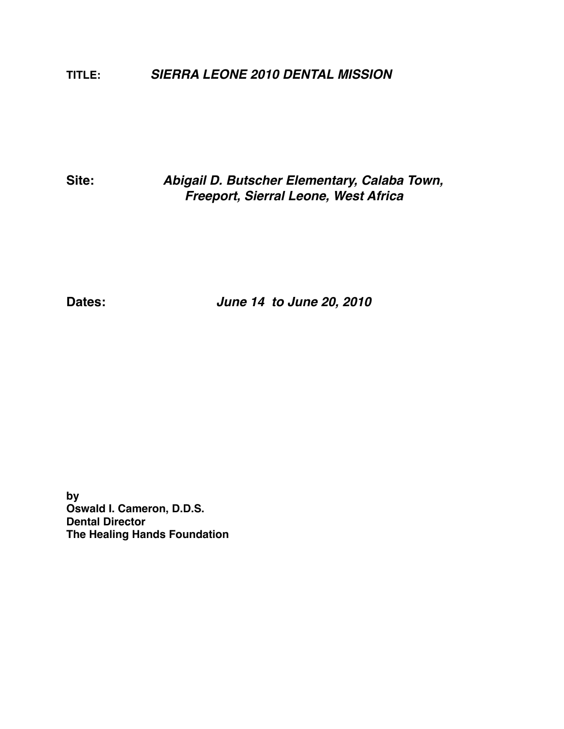**TITLE:** ***SIERRA LEONE 2010 DENTAL MISSION***

**Site:** ***Abigail D. Butscher Elementary, Calaba Town, Freeport, Sierral Leone, West Africa***

**Dates:** ***June 14 to June 20, 2010***

**by**
**Oswald I. Cameron, D.D.S.**
**Dental Director**
**The Healing Hands Foundation**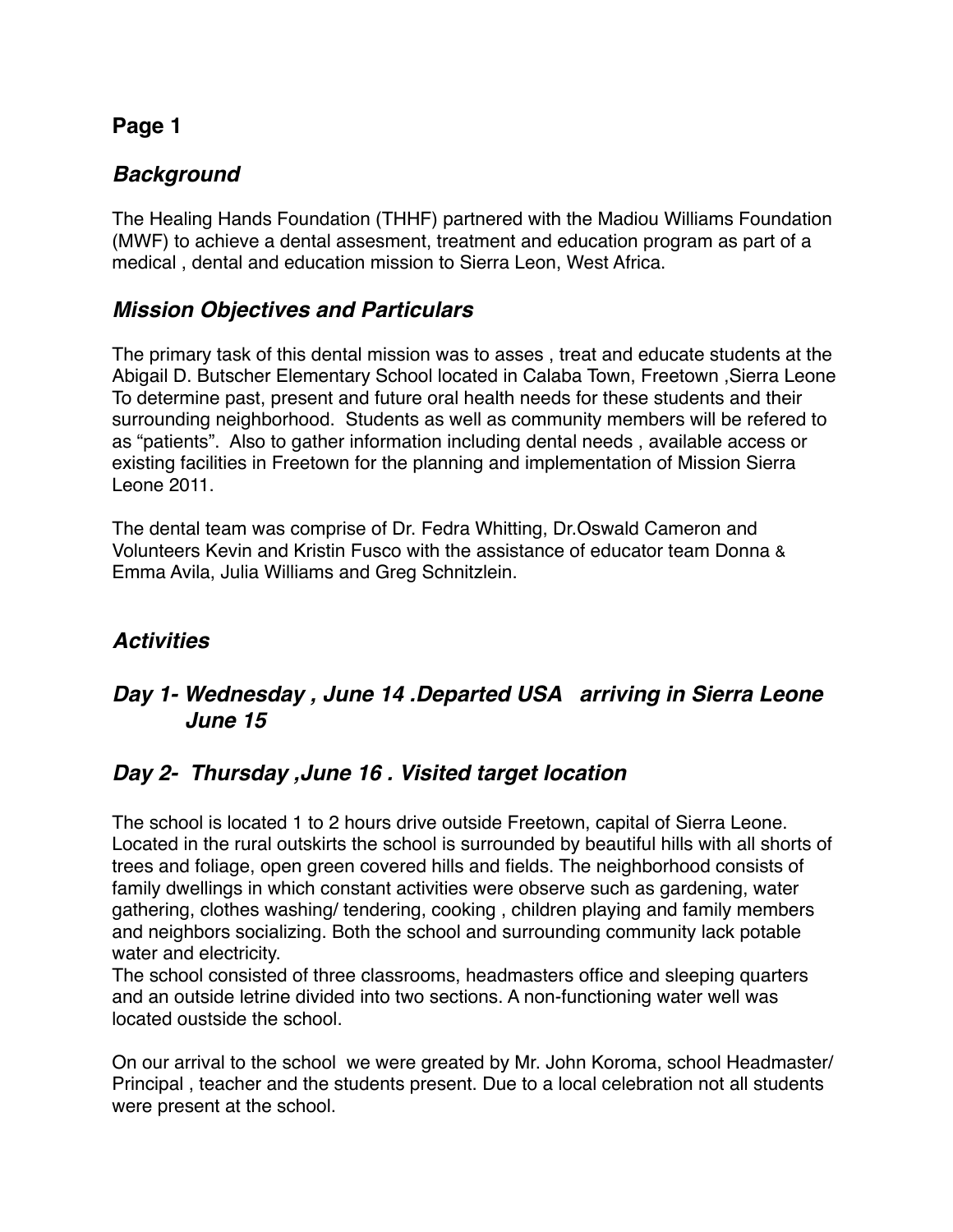## Page 1

### *Background*

The Healing Hands Foundation (THHF) partnered with the Madiou Williams Foundation (MWF) to achieve a dental assesment, treatment and education program as part of a medical , dental and education mission to Sierra Leon, West Africa.

### *Mission Objectives and Particulars*

The primary task of this dental mission was to asses , treat and educate students at the Abigail D. Butscher Elementary School located in Calaba Town, Freetown ,Sierra Leone To determine past, present and future oral health needs for these students and their surrounding neighborhood. Students as well as community members will be refered to as "patients". Also to gather information including dental needs , available access or existing facilities in Freetown for the planning and implementation of Mission Sierra Leone 2011.

The dental team was comprise of Dr. Fedra Whitting, Dr.Oswald Cameron and Volunteers Kevin and Kristin Fusco with the assistance of educator team Donna & Emma Avila, Julia Williams and Greg Schnitzlein.

### *Activities*

### *Day 1- Wednesday , June 14 .Departed USA arriving in Sierra Leone June 15*

### *Day 2- Thursday ,June 16 . Visited target location*

The school is located 1 to 2 hours drive outside Freetown, capital of Sierra Leone. Located in the rural outskirts the school is surrounded by beautiful hills with all shorts of trees and foliage, open green covered hills and fields. The neighborhood consists of family dwellings in which constant activities were observe such as gardening, water gathering, clothes washing/ tendering, cooking , children playing and family members and neighbors socializing. Both the school and surrounding community lack potable water and electricity.
The school consisted of three classrooms, headmasters office and sleeping quarters and an outside letrine divided into two sections. A non-functioning water well was located oustside the school.

On our arrival to the school we were greated by Mr. John Koroma, school Headmaster/ Principal , teacher and the students present. Due to a local celebration not all students were present at the school.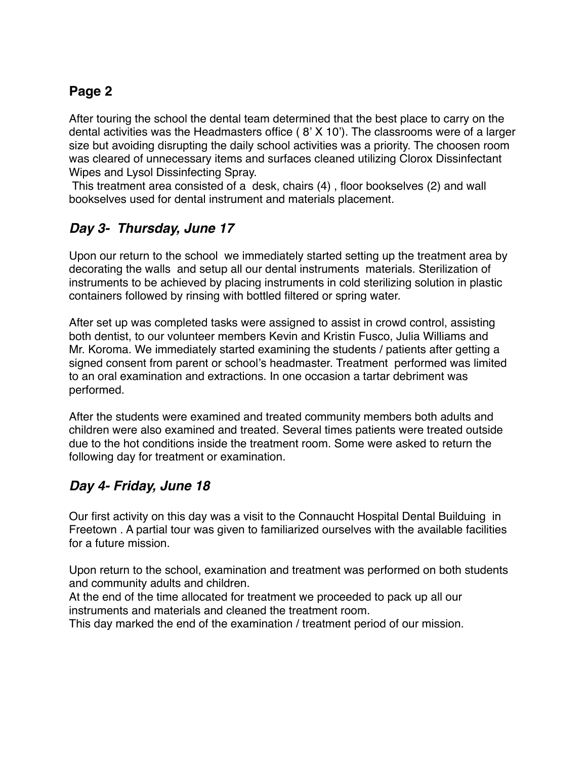## Page 2

After touring the school the dental team determined that the best place to carry on the dental activities was the Headmasters office ( 8' X 10'). The classrooms were of a larger size but avoiding disrupting the daily school activities was a priority. The choosen room was cleared of unnecessary items and surfaces cleaned utilizing Clorox Dissinfectant Wipes and Lysol Dissinfecting Spray.

This treatment area consisted of a desk, chairs (4) , floor bookselves (2) and wall bookselves used for dental instrument and materials placement.

## *Day 3- Thursday, June 17*

Upon our return to the school we immediately started setting up the treatment area by decorating the walls and setup all our dental instruments materials. Sterilization of instruments to be achieved by placing instruments in cold sterilizing solution in plastic containers followed by rinsing with bottled filtered or spring water.

After set up was completed tasks were assigned to assist in crowd control, assisting both dentist, to our volunteer members Kevin and Kristin Fusco, Julia Williams and Mr. Koroma. We immediately started examining the students / patients after getting a signed consent from parent or school's headmaster. Treatment performed was limited to an oral examination and extractions. In one occasion a tartar debriment was performed.

After the students were examined and treated community members both adults and children were also examined and treated. Several times patients were treated outside due to the hot conditions inside the treatment room. Some were asked to return the following day for treatment or examination.

## *Day 4- Friday, June 18*

Our first activity on this day was a visit to the Connaucht Hospital Dental Builduing in Freetown . A partial tour was given to familiarized ourselves with the available facilities for a future mission.

Upon return to the school, examination and treatment was performed on both students and community adults and children.
At the end of the time allocated for treatment we proceeded to pack up all our instruments and materials and cleaned the treatment room.
This day marked the end of the examination / treatment period of our mission.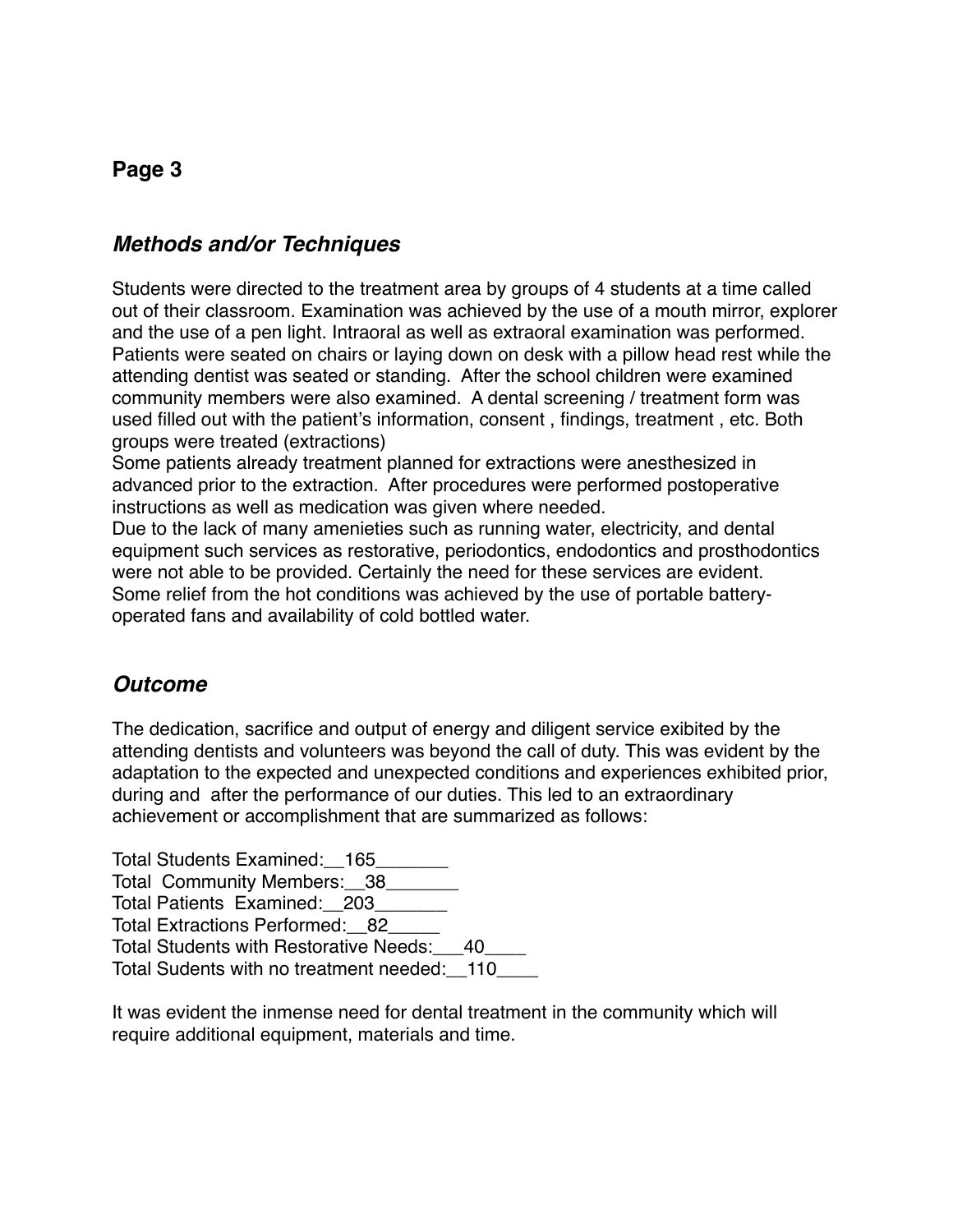**Page 3**

## *Methods and/or Techniques*

Students were directed to the treatment area by groups of 4 students at a time called out of their classroom. Examination was achieved by the use of a mouth mirror, explorer and the use of a pen light. Intraoral as well as extraoral examination was performed. Patients were seated on chairs or laying down on desk with a pillow head rest while the attending dentist was seated or standing. After the school children were examined community members were also examined. A dental screening / treatment form was used filled out with the patient's information, consent , findings, treatment , etc. Both groups were treated (extractions)
Some patients already treatment planned for extractions were anesthesized in advanced prior to the extraction. After procedures were performed postoperative instructions as well as medication was given where needed.
Due to the lack of many amenieties such as running water, electricity, and dental equipment such services as restorative, periodontics, endodontics and prosthodontics were not able to be provided. Certainly the need for these services are evident.
Some relief from the hot conditions was achieved by the use of portable battery-operated fans and availability of cold bottled water.

## *Outcome*

The dedication, sacrifice and output of energy and diligent service exibited by the attending dentists and volunteers was beyond the call of duty. This was evident by the adaptation to the expected and unexpected conditions and experiences exhibited prior, during and after the performance of our duties. This led to an extraordinary achievement or accomplishment that are summarized as follows:

Total Students Examined:__165_______
Total Community Members:__38_______
Total Patients Examined:__203_______
Total Extractions Performed:__82_____
Total Students with Restorative Needs:___40____
Total Sudents with no treatment needed:__110____

It was evident the inmense need for dental treatment in the community which will require additional equipment, materials and time.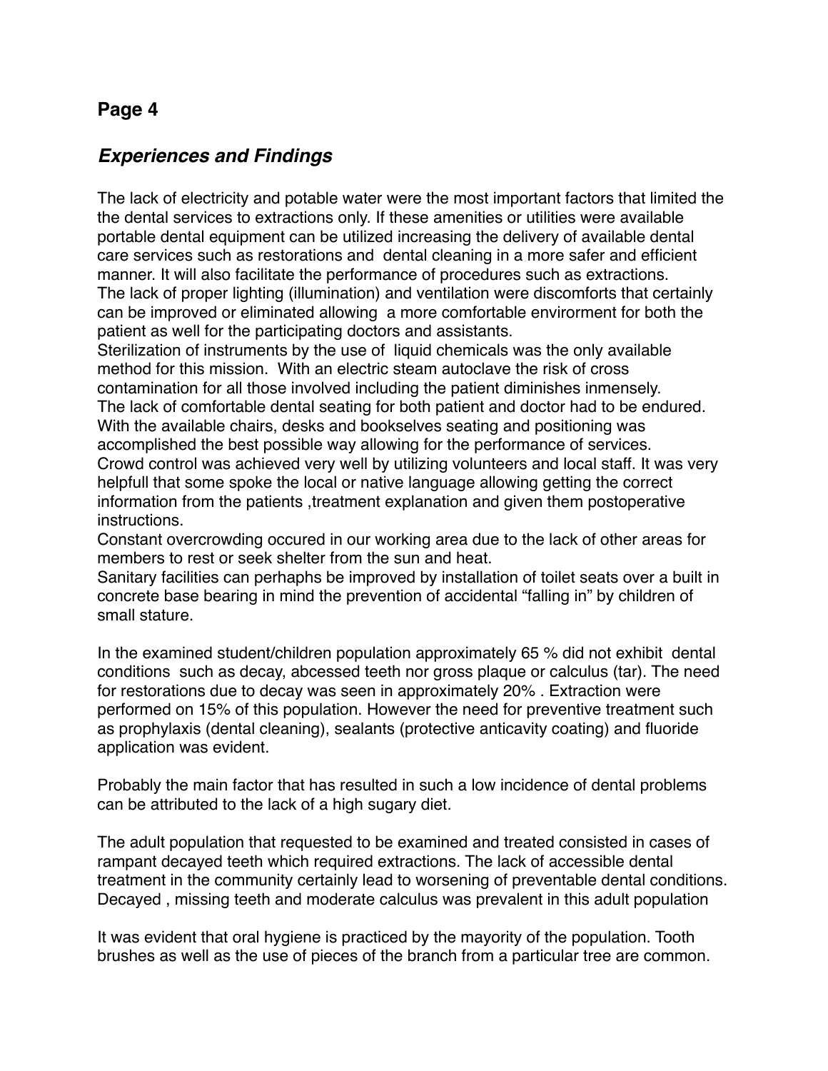## Page 4

### *Experiences and Findings*

The lack of electricity and potable water were the most important factors that limited the the dental services to extractions only. If these amenities or utilities were available portable dental equipment can be utilized increasing the delivery of available dental care services such as restorations and dental cleaning in a more safer and efficient manner. It will also facilitate the performance of procedures such as extractions.
The lack of proper lighting (illumination) and ventilation were discomforts that certainly can be improved or eliminated allowing a more comfortable envirorment for both the patient as well for the participating doctors and assistants.
Sterilization of instruments by the use of liquid chemicals was the only available method for this mission. With an electric steam autoclave the risk of cross contamination for all those involved including the patient diminishes inmensely.
The lack of comfortable dental seating for both patient and doctor had to be endured. With the available chairs, desks and bookselves seating and positioning was accomplished the best possible way allowing for the performance of services.
Crowd control was achieved very well by utilizing volunteers and local staff. It was very helpfull that some spoke the local or native language allowing getting the correct information from the patients ,treatment explanation and given them postoperative instructions.
Constant overcrowding occured in our working area due to the lack of other areas for members to rest or seek shelter from the sun and heat.
Sanitary facilities can perhaphs be improved by installation of toilet seats over a built in concrete base bearing in mind the prevention of accidental "falling in" by children of small stature.

In the examined student/children population approximately 65 % did not exhibit dental conditions such as decay, abcessed teeth nor gross plaque or calculus (tar). The need for restorations due to decay was seen in approximately 20% . Extraction were performed on 15% of this population. However the need for preventive treatment such as prophylaxis (dental cleaning), sealants (protective anticavity coating) and fluoride application was evident.

Probably the main factor that has resulted in such a low incidence of dental problems can be attributed to the lack of a high sugary diet.

The adult population that requested to be examined and treated consisted in cases of rampant decayed teeth which required extractions. The lack of accessible dental treatment in the community certainly lead to worsening of preventable dental conditions. Decayed , missing teeth and moderate calculus was prevalent in this adult population

It was evident that oral hygiene is practiced by the mayority of the population. Tooth brushes as well as the use of pieces of the branch from a particular tree are common.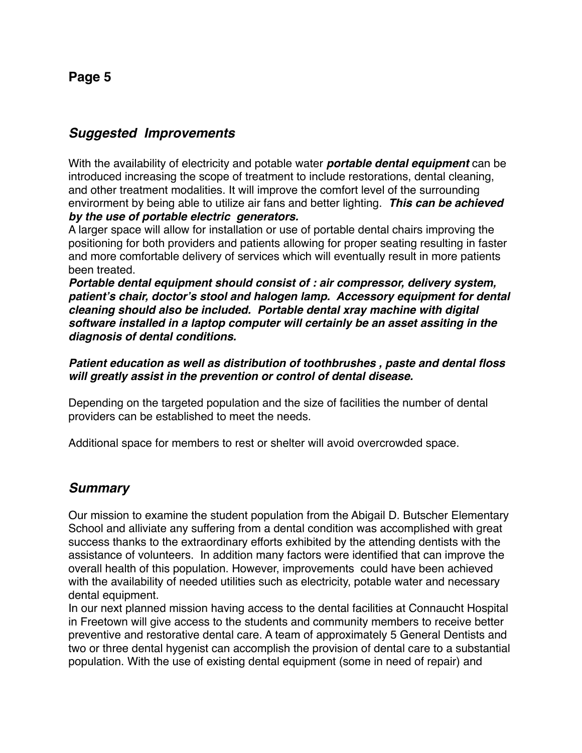## *Suggested Improvements*

With the availability of electricity and potable water ***portable dental equipment*** can be introduced increasing the scope of treatment to include restorations, dental cleaning, and other treatment modalities. It will improve the comfort level of the surrounding envirorment by being able to utilize air fans and better lighting. ***This can be achieved by the use of portable electric generators.***

A larger space will allow for installation or use of portable dental chairs improving the positioning for both providers and patients allowing for proper seating resulting in faster and more comfortable delivery of services which will eventually result in more patients been treated.

***Portable dental equipment should consist of : air compressor, delivery system, patient's chair, doctor's stool and halogen lamp. Accessory equipment for dental cleaning should also be included. Portable dental xray machine with digital software installed in a laptop computer will certainly be an asset assiting in the diagnosis of dental conditions.***

***Patient education as well as distribution of toothbrushes , paste and dental floss will greatly assist in the prevention or control of dental disease.***

Depending on the targeted population and the size of facilities the number of dental providers can be established to meet the needs.

Additional space for members to rest or shelter will avoid overcrowded space.

## *Summary*

Our mission to examine the student population from the Abigail D. Butscher Elementary School and alliviate any suffering from a dental condition was accomplished with great success thanks to the extraordinary efforts exhibited by the attending dentists with the assistance of volunteers. In addition many factors were identified that can improve the overall health of this population. However, improvements could have been achieved with the availability of needed utilities such as electricity, potable water and necessary dental equipment.

In our next planned mission having access to the dental facilities at Connaucht Hospital in Freetown will give access to the students and community members to receive better preventive and restorative dental care. A team of approximately 5 General Dentists and two or three dental hygenist can accomplish the provision of dental care to a substantial population. With the use of existing dental equipment (some in need of repair) and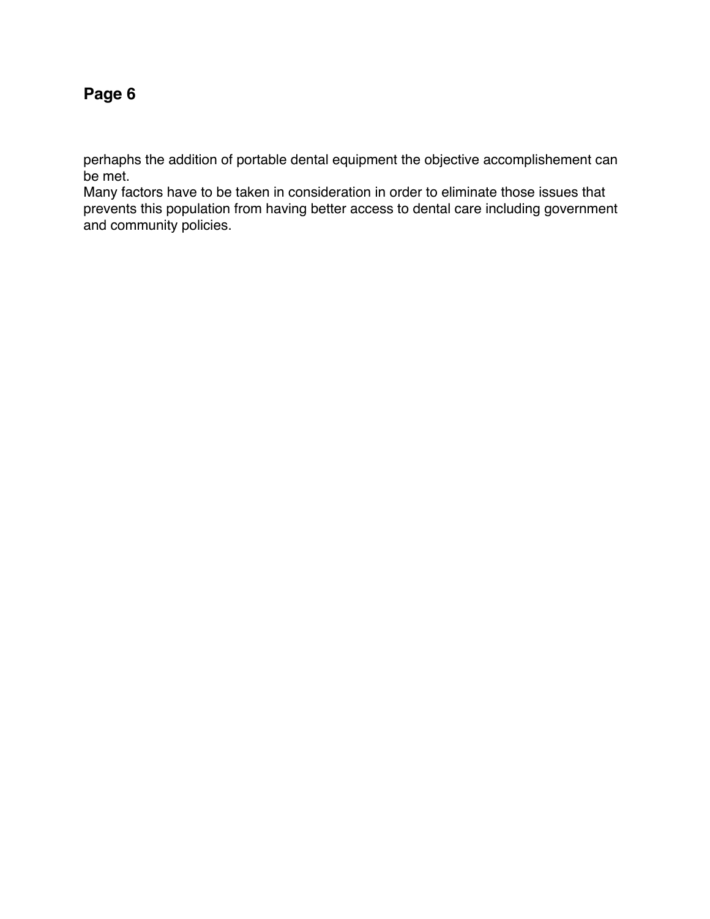perhaphs the addition of portable dental equipment the objective accomplishement can be met.

Many factors have to be taken in consideration in order to eliminate those issues that prevents this population from having better access to dental care including government and community policies.